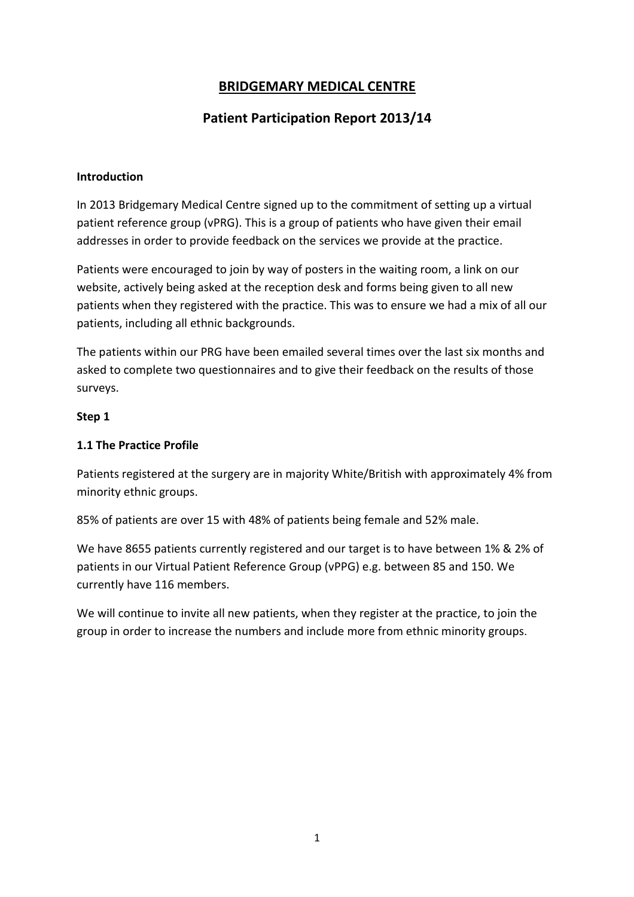# BRIDGEMARY MEDICAL CENTRE

## Patient Participation Report 2013/14

**Introduction**

In 2013 Bridgemary Medical Centre signed up to the commitment of setting up a virtual patient reference group (vPRG). This is a group of patients who have given their email addresses in order to provide feedback on the services we provide at the practice.

Patients were encouraged to join by way of posters in the waiting room, a link on our website, actively being asked at the reception desk and forms being given to all new patients when they registered with the practice. This was to ensure we had a mix of all our patients, including all ethnic backgrounds.

The patients within our PRG have been emailed several times over the last six months and asked to complete two questionnaires and to give their feedback on the results of those surveys.

**Step 1**

**1.1 The Practice Profile**

Patients registered at the surgery are in majority White/British with approximately 4% from minority ethnic groups.

85% of patients are over 15 with 48% of patients being female and 52% male.

We have 8655 patients currently registered and our target is to have between 1% & 2% of patients in our Virtual Patient Reference Group (vPPG) e.g. between 85 and 150. We currently have 116 members.

We will continue to invite all new patients, when they register at the practice, to join the group in order to increase the numbers and include more from ethnic minority groups.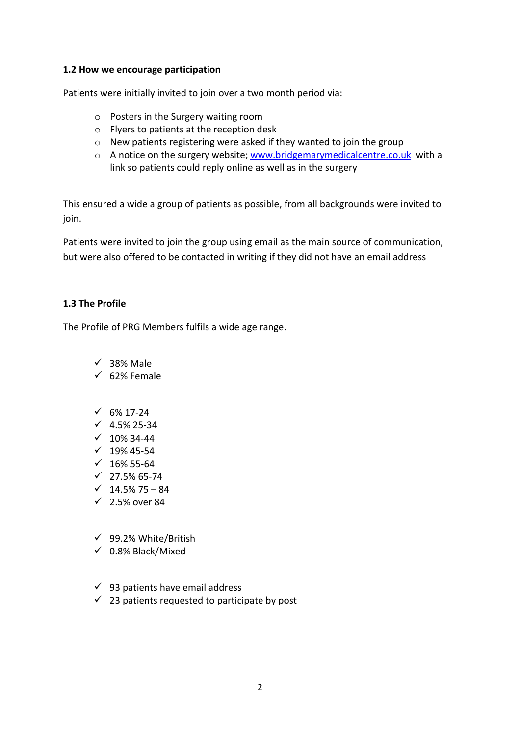**1.2 How we encourage participation**

Patients were initially invited to join over a two month period via:

- Posters in the Surgery waiting room
- Flyers to patients at the reception desk
- New patients registering were asked if they wanted to join the group
- A notice on the surgery website; [www.bridgemarymedicalcentre.co.uk](http://www.bridgemarymedicalcentre.co.uk) with a link so patients could reply online as well as in the surgery

This ensured a wide a group of patients as possible, from all backgrounds were invited to join.

Patients were invited to join the group using email as the main source of communication, but were also offered to be contacted in writing if they did not have an email address

**1.3 The Profile**

The Profile of PRG Members fulfils a wide age range.

- ✓ 38% Male
- ✓ 62% Female

- ✓ 6% 17-24
- ✓ 4.5% 25-34
- ✓ 10% 34-44
- ✓ 19% 45-54
- ✓ 16% 55-64
- ✓ 27.5% 65-74
- ✓ 14.5% 75 – 84
- ✓ 2.5% over 84

- ✓ 99.2% White/British
- ✓ 0.8% Black/Mixed

- ✓ 93 patients have email address
- ✓ 23 patients requested to participate by post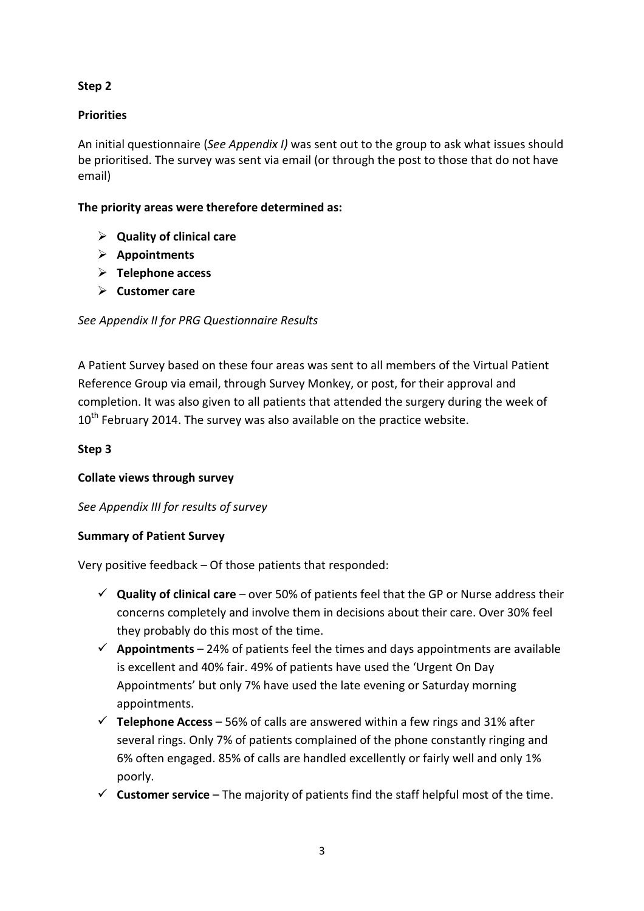**Step 2**

**Priorities**

An initial questionnaire (*See Appendix I)* was sent out to the group to ask what issues should be prioritised. The survey was sent via email (or through the post to those that do not have email)

**The priority areas were therefore determined as:**

- **Quality of clinical care**
- **Appointments**
- **Telephone access**
- **Customer care**

*See Appendix II for PRG Questionnaire Results*

A Patient Survey based on these four areas was sent to all members of the Virtual Patient Reference Group via email, through Survey Monkey, or post, for their approval and completion. It was also given to all patients that attended the surgery during the week of 10th February 2014. The survey was also available on the practice website.

**Step 3**

**Collate views through survey**

*See Appendix III for results of survey*

**Summary of Patient Survey**

Very positive feedback – Of those patients that responded:

- ✓ **Quality of clinical care** – over 50% of patients feel that the GP or Nurse address their concerns completely and involve them in decisions about their care. Over 30% feel they probably do this most of the time.
- ✓ **Appointments** – 24% of patients feel the times and days appointments are available is excellent and 40% fair. 49% of patients have used the 'Urgent On Day Appointments' but only 7% have used the late evening or Saturday morning appointments.
- ✓ **Telephone Access** – 56% of calls are answered within a few rings and 31% after several rings. Only 7% of patients complained of the phone constantly ringing and 6% often engaged. 85% of calls are handled excellently or fairly well and only 1% poorly.
- ✓ **Customer service** – The majority of patients find the staff helpful most of the time.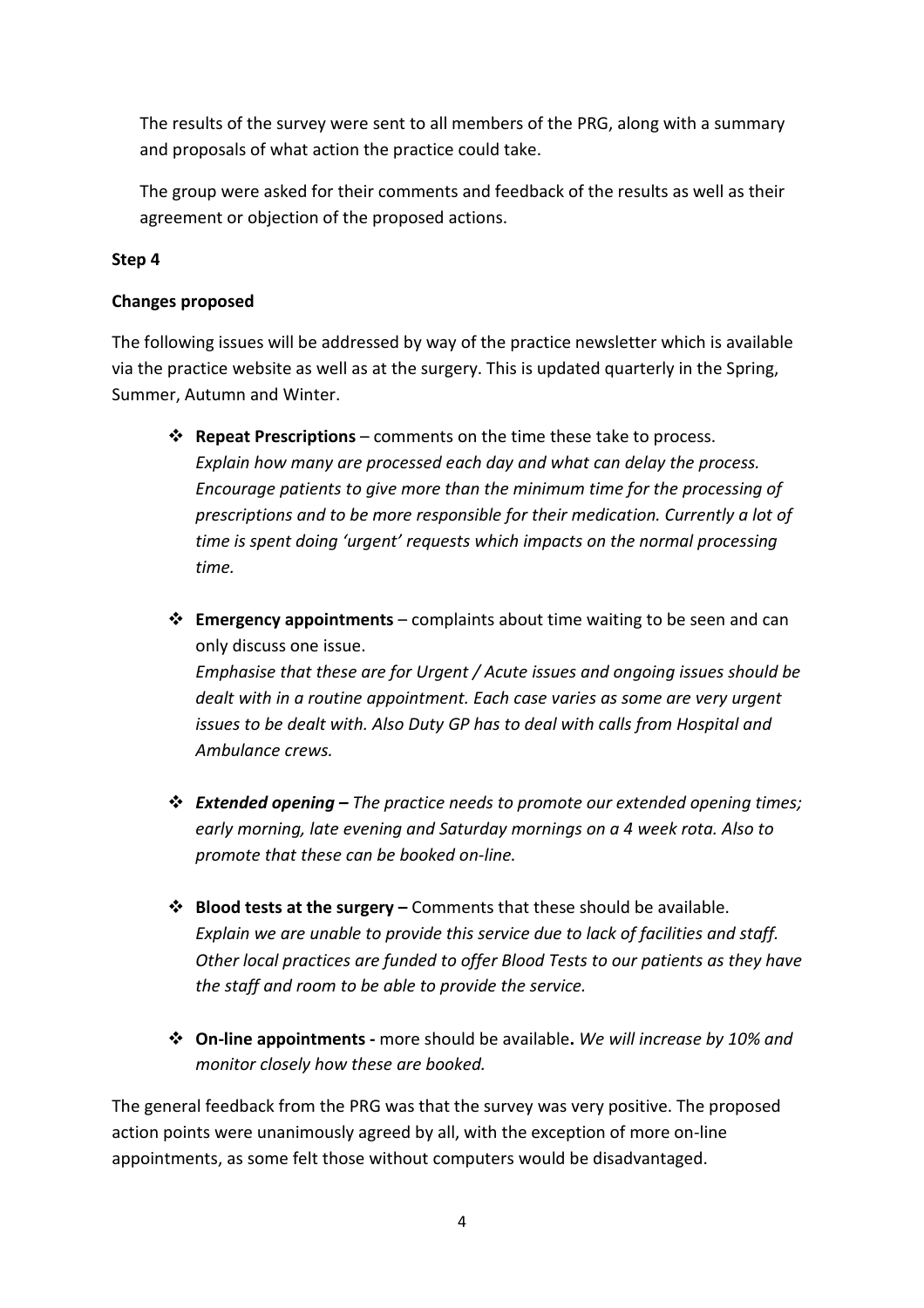The results of the survey were sent to all members of the PRG, along with a summary and proposals of what action the practice could take.

The group were asked for their comments and feedback of the results as well as their agreement or objection of the proposed actions.

**Step 4**

**Changes proposed**

The following issues will be addressed by way of the practice newsletter which is available via the practice website as well as at the surgery. This is updated quarterly in the Spring, Summer, Autumn and Winter.

- **Repeat Prescriptions** – comments on the time these take to process. *Explain how many are processed each day and what can delay the process. Encourage patients to give more than the minimum time for the processing of prescriptions and to be more responsible for their medication. Currently a lot of time is spent doing 'urgent' requests which impacts on the normal processing time.*

- **Emergency appointments** – complaints about time waiting to be seen and can only discuss one issue. *Emphasise that these are for Urgent / Acute issues and ongoing issues should be dealt with in a routine appointment. Each case varies as some are very urgent issues to be dealt with. Also Duty GP has to deal with calls from Hospital and Ambulance crews.*

- ***Extended opening –*** *The practice needs to promote our extended opening times; early morning, late evening and Saturday mornings on a 4 week rota. Also to promote that these can be booked on-line.*

- **Blood tests at the surgery –** Comments that these should be available. *Explain we are unable to provide this service due to lack of facilities and staff. Other local practices are funded to offer Blood Tests to our patients as they have the staff and room to be able to provide the service.*

- **On-line appointments -** more should be available**.** *We will increase by 10% and monitor closely how these are booked.*

The general feedback from the PRG was that the survey was very positive. The proposed action points were unanimously agreed by all, with the exception of more on-line appointments, as some felt those without computers would be disadvantaged.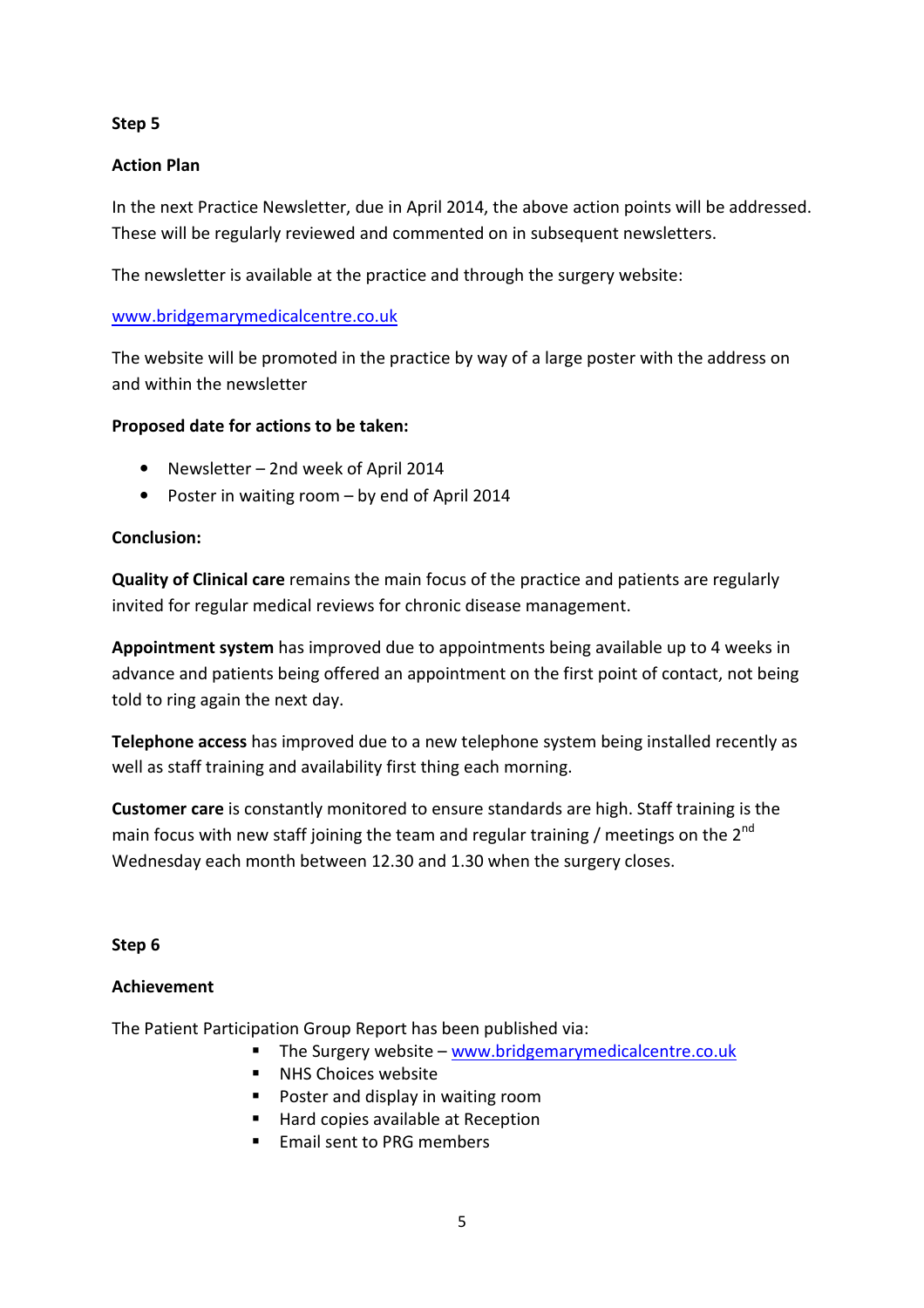**Step 5**

**Action Plan**

In the next Practice Newsletter, due in April 2014, the above action points will be addressed. These will be regularly reviewed and commented on in subsequent newsletters.

The newsletter is available at the practice and through the surgery website:

www.bridgemarymedicalcentre.co.uk

The website will be promoted in the practice by way of a large poster with the address on and within the newsletter

**Proposed date for actions to be taken:**

- Newsletter – 2nd week of April 2014
- Poster in waiting room – by end of April 2014

**Conclusion:**

**Quality of Clinical care** remains the main focus of the practice and patients are regularly invited for regular medical reviews for chronic disease management.

**Appointment system** has improved due to appointments being available up to 4 weeks in advance and patients being offered an appointment on the first point of contact, not being told to ring again the next day.

**Telephone access** has improved due to a new telephone system being installed recently as well as staff training and availability first thing each morning.

**Customer care** is constantly monitored to ensure standards are high. Staff training is the main focus with new staff joining the team and regular training / meetings on the 2nd Wednesday each month between 12.30 and 1.30 when the surgery closes.

**Step 6**

**Achievement**

The Patient Participation Group Report has been published via:

- The Surgery website – www.bridgemarymedicalcentre.co.uk
- NHS Choices website
- Poster and display in waiting room
- Hard copies available at Reception
- Email sent to PRG members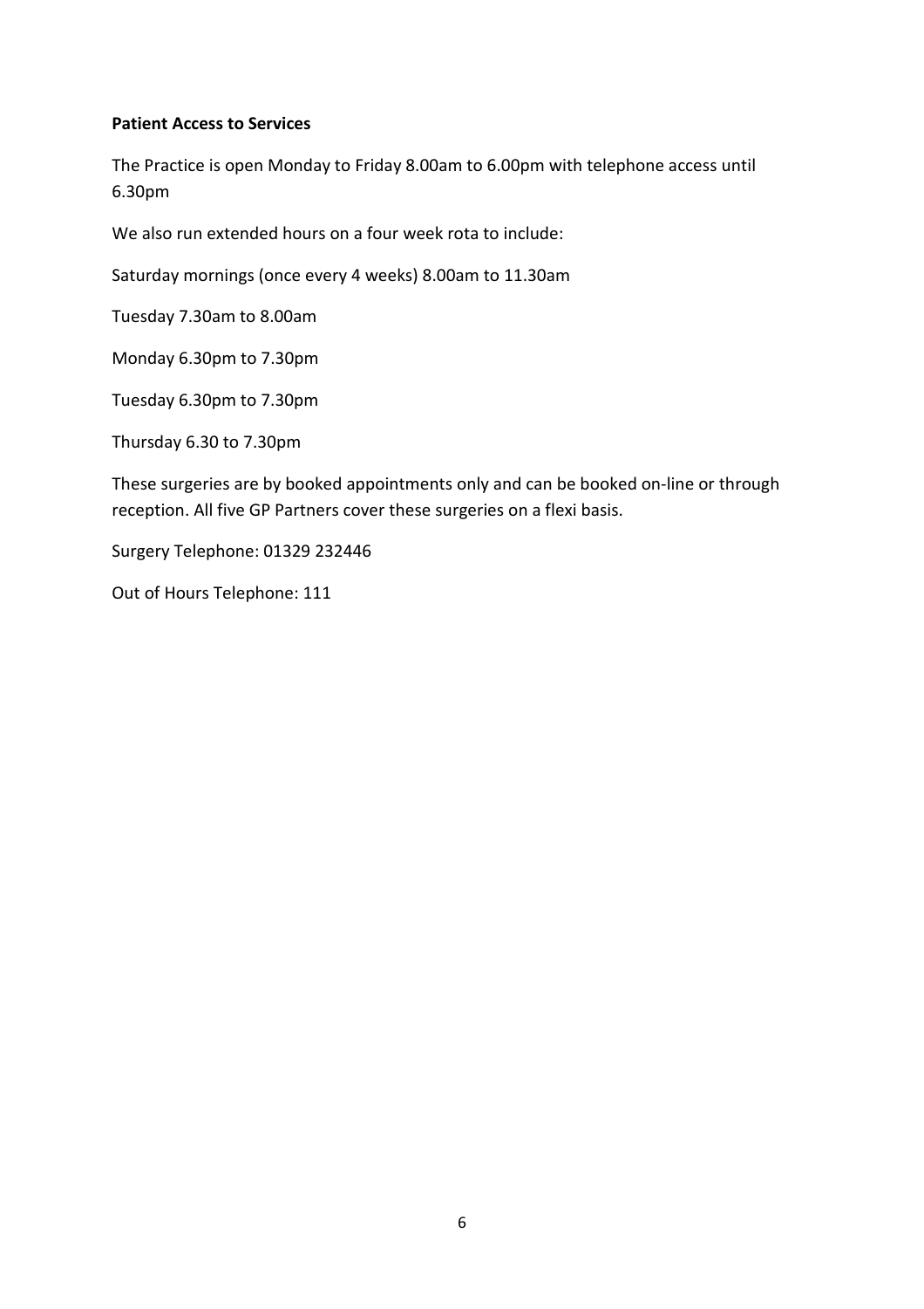**Patient Access to Services**

The Practice is open Monday to Friday 8.00am to 6.00pm with telephone access until 6.30pm

We also run extended hours on a four week rota to include:

Saturday mornings (once every 4 weeks) 8.00am to 11.30am

Tuesday 7.30am to 8.00am

Monday 6.30pm to 7.30pm

Tuesday 6.30pm to 7.30pm

Thursday 6.30 to 7.30pm

These surgeries are by booked appointments only and can be booked on-line or through reception. All five GP Partners cover these surgeries on a flexi basis.

Surgery Telephone: 01329 232446

Out of Hours Telephone: 111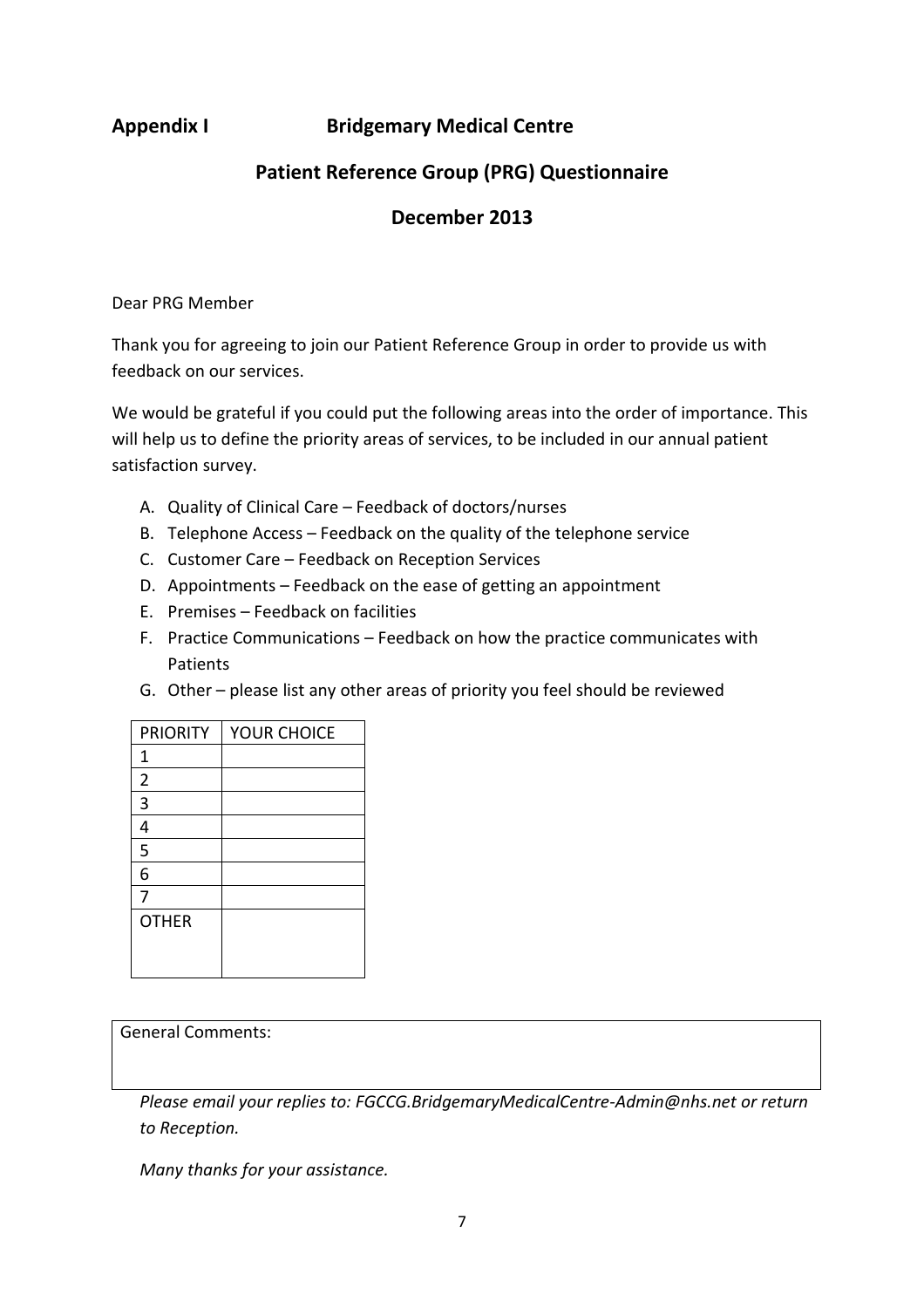## Appendix I Bridgemary Medical Centre

## Patient Reference Group (PRG) Questionnaire

## December 2013

Dear PRG Member

Thank you for agreeing to join our Patient Reference Group in order to provide us with feedback on our services.

We would be grateful if you could put the following areas into the order of importance. This will help us to define the priority areas of services, to be included in our annual patient satisfaction survey.

A. Quality of Clinical Care – Feedback of doctors/nurses
B. Telephone Access – Feedback on the quality of the telephone service
C. Customer Care – Feedback on Reception Services
D. Appointments – Feedback on the ease of getting an appointment
E. Premises – Feedback on facilities
F. Practice Communications – Feedback on how the practice communicates with Patients
G. Other – please list any other areas of priority you feel should be reviewed

| PRIORITY | YOUR CHOICE |
|---|---|
| 1 | |
| 2 | |
| 3 | |
| 4 | |
| 5 | |
| 6 | |
| 7 | |
| OTHER | |

General Comments:

*Please email your replies to: FGCCG.BridgemaryMedicalCentre-Admin@nhs.net or return to Reception.*

*Many thanks for your assistance.*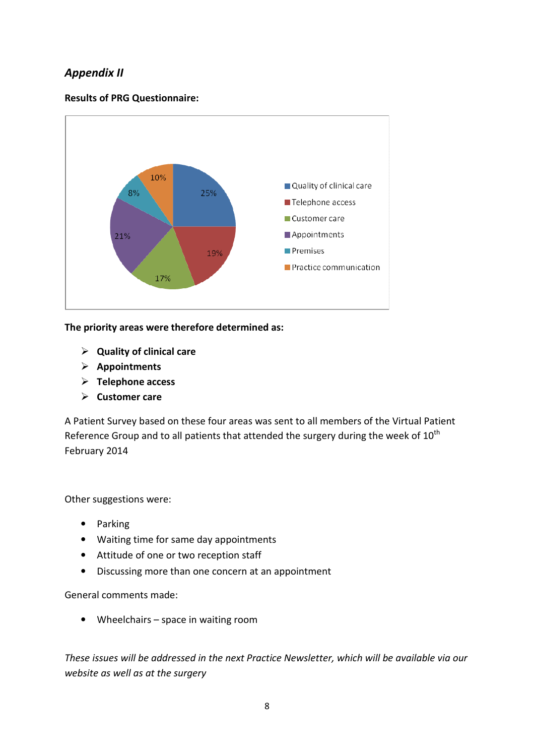## *Appendix II*

**Results of PRG Questionnaire:**

| Category | Percentage |
|---|---|
| Quality of clinical care | 25% |
| Telephone access | 19% |
| Customer care | 17% |
| Appointments | 21% |
| Premises | 8% |
| Practice communication | 10% |

**The priority areas were therefore determined as:**

- **Quality of clinical care**
- **Appointments**
- **Telephone access**
- **Customer care**

A Patient Survey based on these four areas was sent to all members of the Virtual Patient Reference Group and to all patients that attended the surgery during the week of 10th February 2014

Other suggestions were:

- Parking
- Waiting time for same day appointments
- Attitude of one or two reception staff
- Discussing more than one concern at an appointment

General comments made:

- Wheelchairs – space in waiting room

*These issues will be addressed in the next Practice Newsletter, which will be available via our website as well as at the surgery*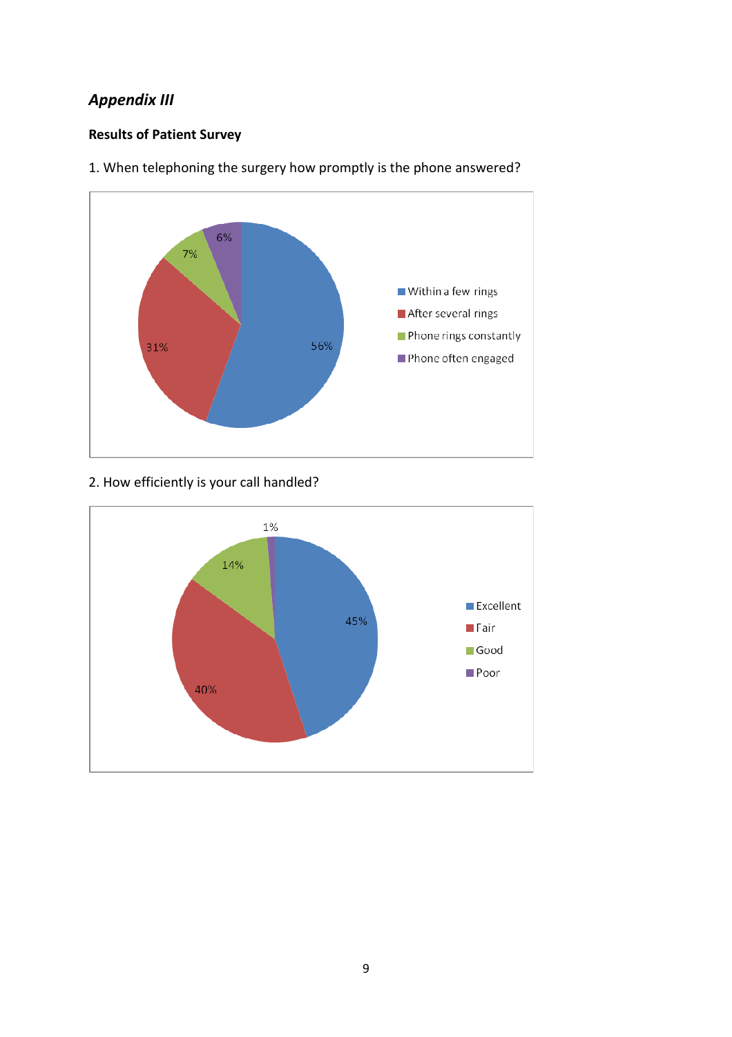## *Appendix III*

**Results of Patient Survey**

1. When telephoning the surgery how promptly is the phone answered?

| Response | Percentage |
|---|---|
| Within a few rings | 56% |
| After several rings | 31% |
| Phone rings constantly | 7% |
| Phone often engaged | 6% |

2. How efficiently is your call handled?

| Response | Percentage |
|---|---|
| Excellent | 45% |
| Fair | 40% |
| Good | 14% |
| Poor | 1% |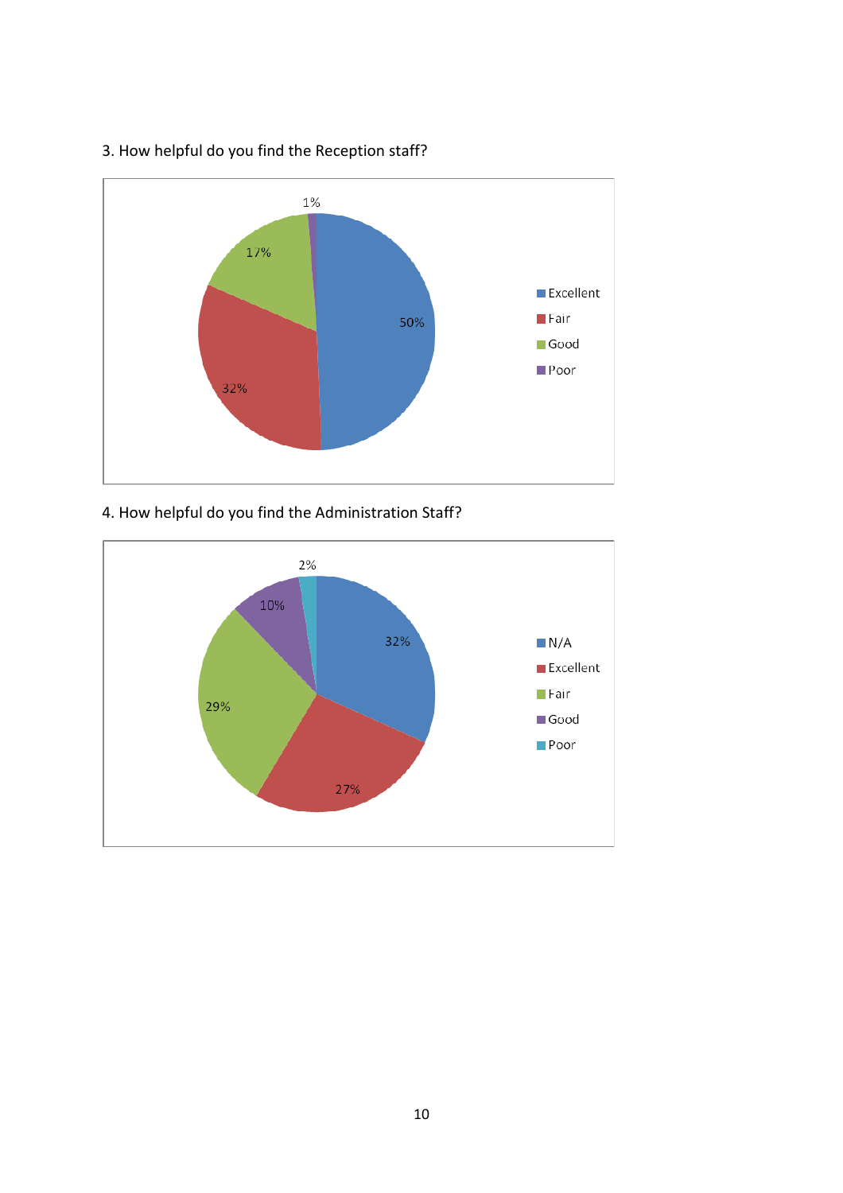3. How helpful do you find the Reception staff?

| Response | Percentage |
|---|---|
| Excellent | 50% |
| Fair | 32% |
| Good | 17% |
| Poor | 1% |

4. How helpful do you find the Administration Staff?

| Response | Percentage |
|---|---|
| N/A | 32% |
| Excellent | 27% |
| Fair | 29% |
| Good | 10% |
| Poor | 2% |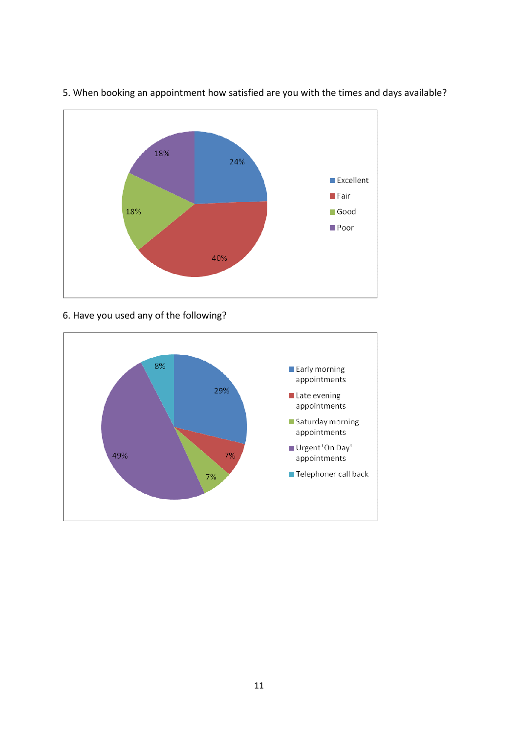5. When booking an appointment how satisfied are you with the times and days available?

| Response | Percentage |
|---|---|
| Excellent | 24% |
| Fair | 40% |
| Good | 18% |
| Poor | 18% |

6. Have you used any of the following?

| Service | Percentage |
|---|---|
| Early morning appointments | 29% |
| Late evening appointments | 7% |
| Saturday morning appointments | 7% |
| Urgent 'On Day' appointments | 49% |
| Telephoner call back | 8% |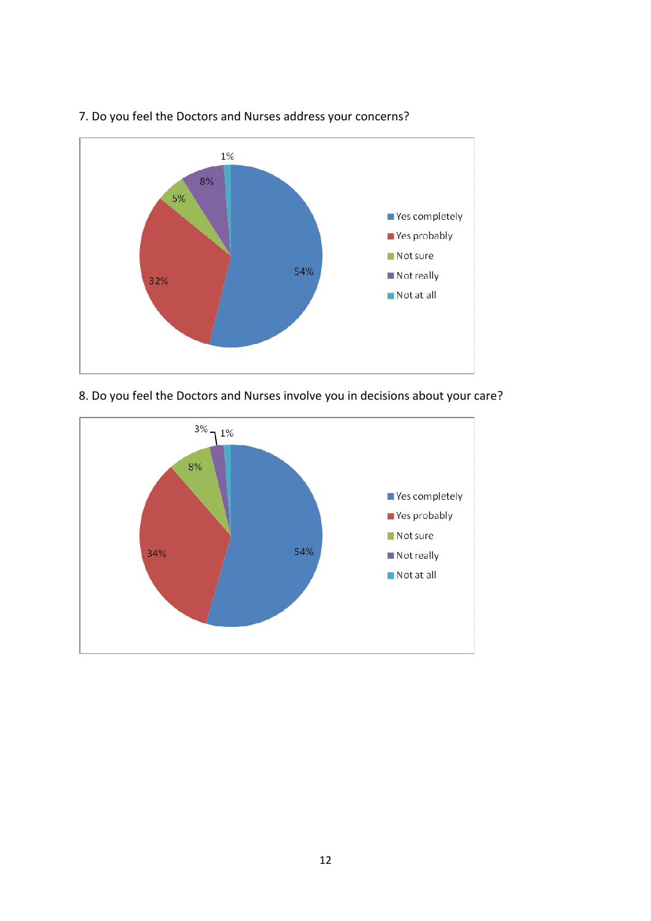7. Do you feel the Doctors and Nurses address your concerns?

8. Do you feel the Doctors and Nurses involve you in decisions about your care?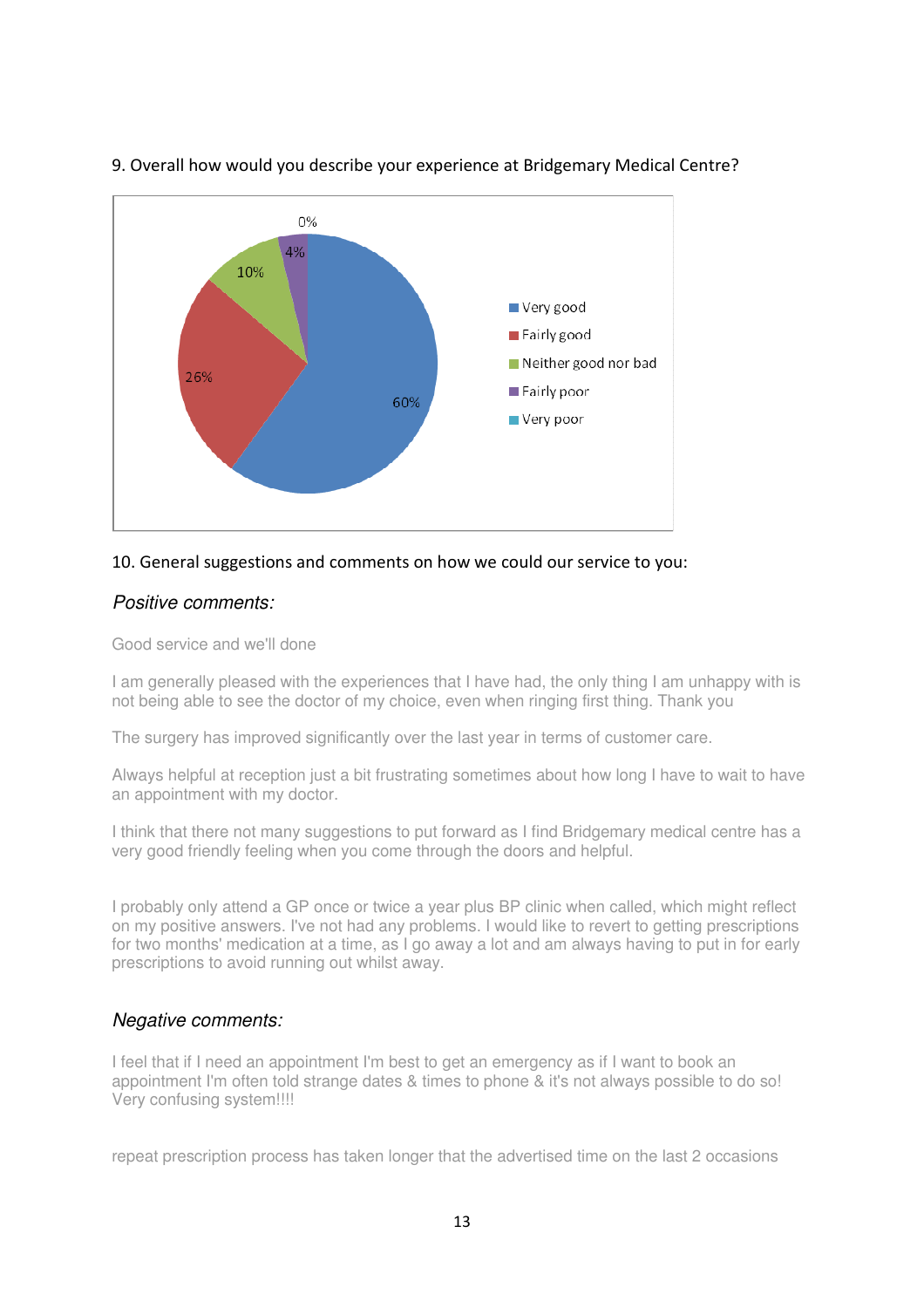9. Overall how would you describe your experience at Bridgemary Medical Centre?

| Response | Percentage |
| --- | --- |
| Very good | 60% |
| Fairly good | 26% |
| Neither good nor bad | 10% |
| Fairly poor | 4% |
| Very poor | 0% |

10. General suggestions and comments on how we could our service to you:

### *Positive comments:*

Good service and we'll done

I am generally pleased with the experiences that I have had, the only thing I am unhappy with is not being able to see the doctor of my choice, even when ringing first thing. Thank you

The surgery has improved significantly over the last year in terms of customer care.

Always helpful at reception just a bit frustrating sometimes about how long I have to wait to have an appointment with my doctor.

I think that there not many suggestions to put forward as I find Bridgemary medical centre has a very good friendly feeling when you come through the doors and helpful.

I probably only attend a GP once or twice a year plus BP clinic when called, which might reflect on my positive answers. I've not had any problems. I would like to revert to getting prescriptions for two months' medication at a time, as I go away a lot and am always having to put in for early prescriptions to avoid running out whilst away.

### *Negative comments:*

I feel that if I need an appointment I'm best to get an emergency as if I want to book an appointment I'm often told strange dates & times to phone & it's not always possible to do so! Very confusing system!!!!

repeat prescription process has taken longer that the advertised time on the last 2 occasions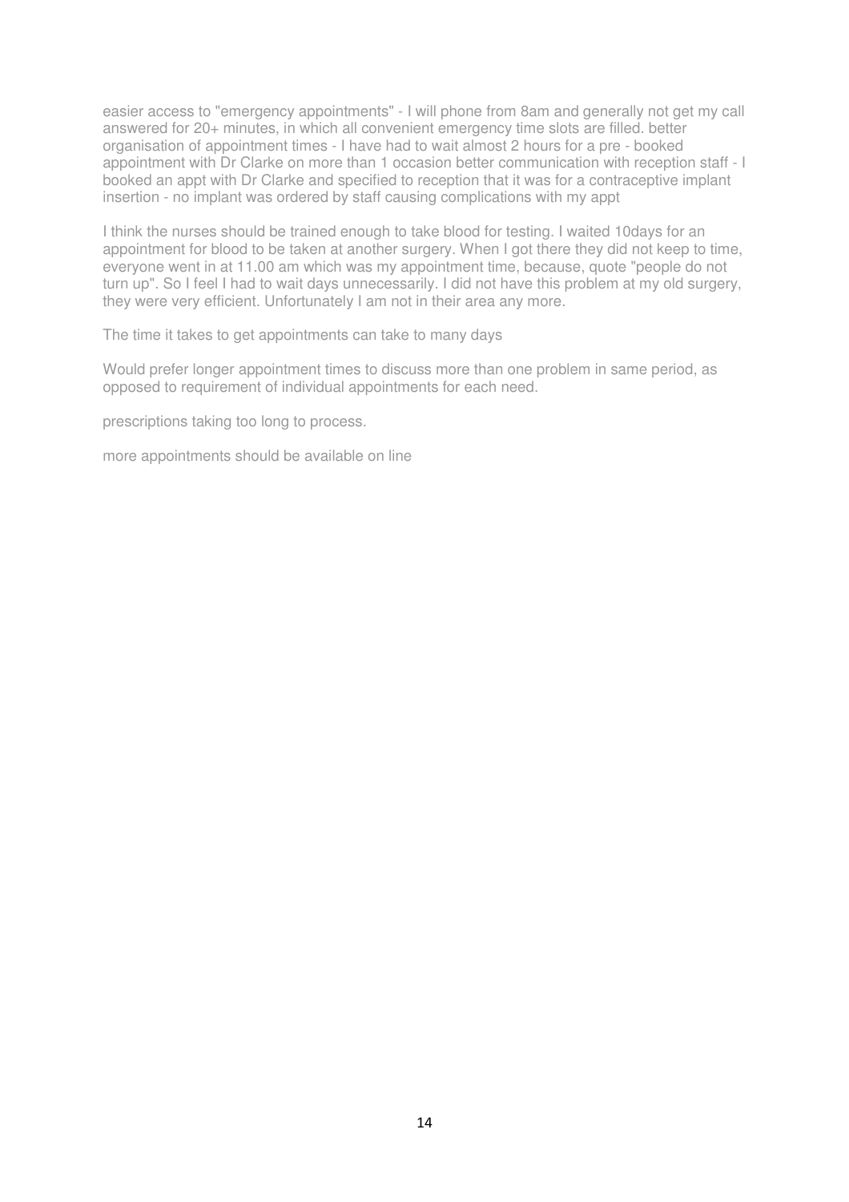easier access to "emergency appointments" - I will phone from 8am and generally not get my call answered for 20+ minutes, in which all convenient emergency time slots are filled. better organisation of appointment times - I have had to wait almost 2 hours for a pre - booked appointment with Dr Clarke on more than 1 occasion better communication with reception staff - I booked an appt with Dr Clarke and specified to reception that it was for a contraceptive implant insertion - no implant was ordered by staff causing complications with my appt

I think the nurses should be trained enough to take blood for testing. I waited 10days for an appointment for blood to be taken at another surgery. When I got there they did not keep to time, everyone went in at 11.00 am which was my appointment time, because, quote "people do not turn up". So I feel I had to wait days unnecessarily. I did not have this problem at my old surgery, they were very efficient. Unfortunately I am not in their area any more.

The time it takes to get appointments can take to many days

Would prefer longer appointment times to discuss more than one problem in same period, as opposed to requirement of individual appointments for each need.

prescriptions taking too long to process.

more appointments should be available on line